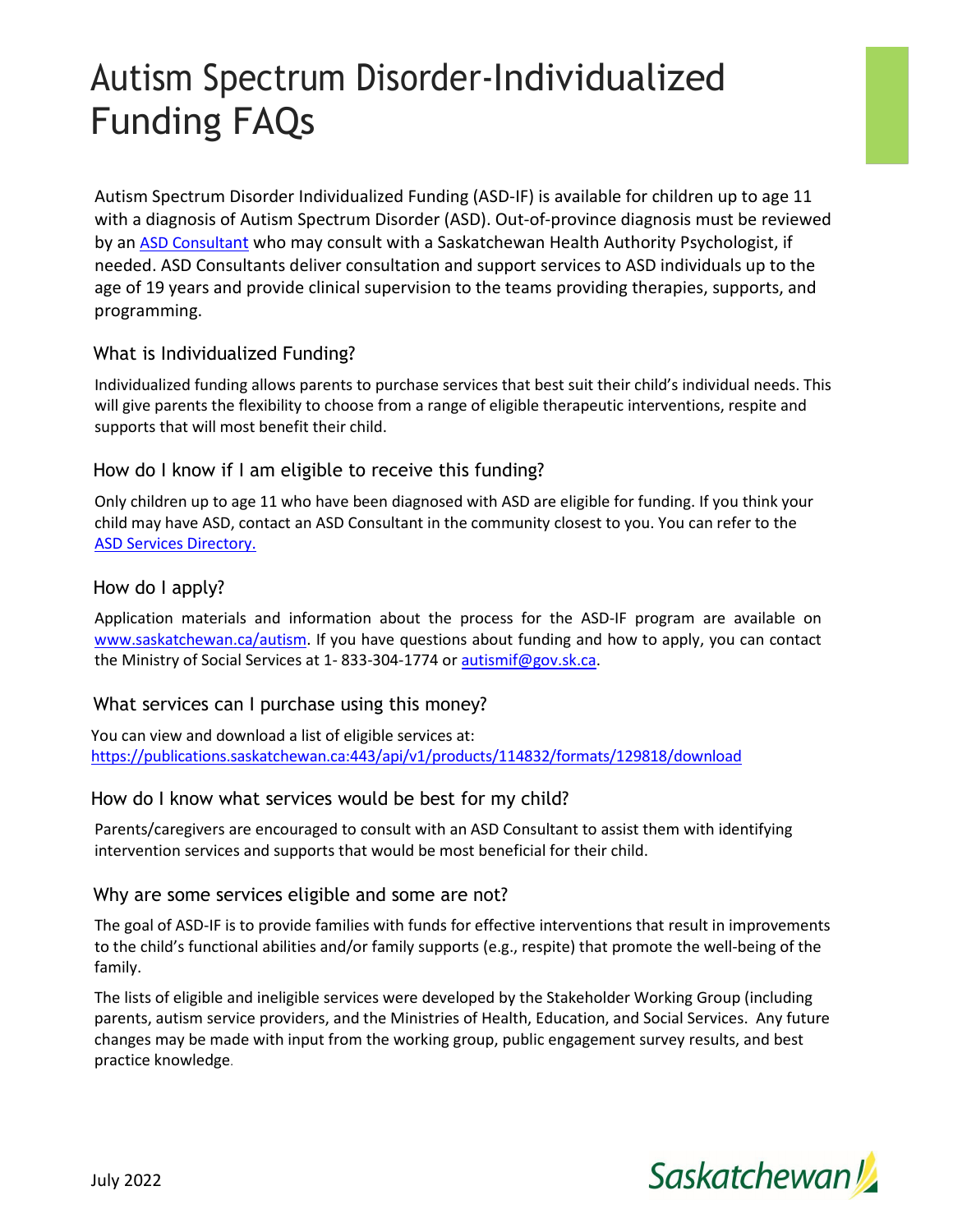# Autism Spectrum Disorder-Individualized Funding FAQs

Autism Spectrum Disorder Individualized Funding (ASD-IF) is available for children up to age 11 with a diagnosis of Autism Spectrum Disorder (ASD). Out-of-province diagnosis must be reviewed by an ASD Consultant who may consult with a Saskatchewan Health Authority Psychologist, if needed. ASD Consultants deliver consultation and support services to ASD individuals up to the age of 19 years and provide clinical supervision to the teams providing therapies, supports, and programming.

## What is Individualized Funding?

Individualized funding allows parents to purchase services that best suit their child's individual needs. This will give parents the flexibility to choose from a range of eligible therapeutic interventions, respite and supports that will most benefit their child.

## How do I know if I am eligible to receive this funding?

Only children up to age 11 who have been diagnosed with ASD are eligible for funding. If you think your child may have ASD, contact an ASD Consultant in the community closest to you. You can refer to the ASD Services Directory.

## How do I apply?

Application materials and information about the process for the ASD-IF program are available on www.saskatchewan.ca/autism. If you have questions about funding and how to apply, you can contact the Ministry of Social Services at 1- 833-304-1774 or autismif@gov.sk.ca.

## What services can I purchase using this money?

You can view and download a list of eligible services at: https://publications.saskatchewan.ca:443/api/v1/products/114832/formats/129818/download

## How do I know what services would be best for my child?

Parents/caregivers are encouraged to consult with an ASD Consultant to assist them with identifying intervention services and supports that would be most beneficial for their child.

## Why are some services eligible and some are not?

The goal of ASD-IF is to provide families with funds for effective interventions that result in improvements to the child's functional abilities and/or family supports (e.g., respite) that promote the well-being of the family.

The lists of eligible and ineligible services were developed by the Stakeholder Working Group (including parents, autism service providers, and the Ministries of Health, Education, and Social Services. Any future changes may be made with input from the working group, public engagement survey results, and best practice knowledge.

July 2022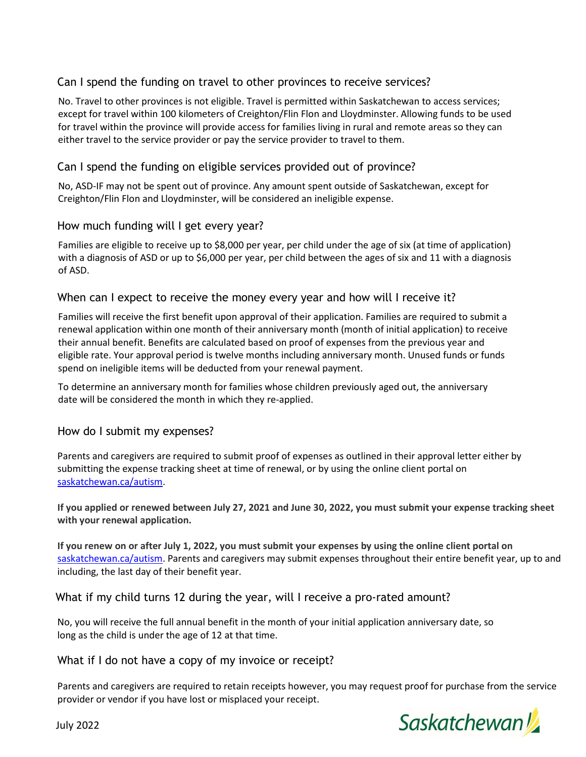## Can I spend the funding on travel to other provinces to receive services?

No. Travel to other provinces is not eligible. Travel is permitted within Saskatchewan to access services; except for travel within 100 kilometers of Creighton/Flin Flon and Lloydminster. Allowing funds to be used for travel within the province will provide access for families living in rural and remote areas so they can either travel to the service provider or pay the service provider to travel to them.

## Can I spend the funding on eligible services provided out of province?

No, ASD-IF may not be spent out of province. Any amount spent outside of Saskatchewan, except for Creighton/Flin Flon and Lloydminster, will be considered an ineligible expense.

## How much funding will I get every year?

Families are eligible to receive up to $8,000 per year, per child under the age of six (at time of application) with a diagnosis of ASD or up to $6,000 per year, per child between the ages of six and 11 with a diagnosis of ASD.

## When can I expect to receive the money every year and how will I receive it?

Families will receive the first benefit upon approval of their application. Families are required to submit a renewal application within one month of their anniversary month (month of initial application) to receive their annual benefit. Benefits are calculated based on proof of expenses from the previous year and eligible rate. Your approval period is twelve months including anniversary month. Unused funds or funds spend on ineligible items will be deducted from your renewal payment.

To determine an anniversary month for families whose children previously aged out, the anniversary date will be considered the month in which they re-applied.

## How do I submit my expenses?

Parents and caregivers are required to submit proof of expenses as outlined in their approval letter either by submitting the expense tracking sheet at time of renewal, or by using the online client portal on [saskatchewan.ca/autism](saskatchewan.ca/autism).

**If you applied or renewed between July 27, 2021 and June 30, 2022, you must submit your expense tracking sheet with your renewal application.**

**If you renew on or after July 1, 2022, you must submit your expenses by using the online client portal on** [saskatchewan.ca/autism](saskatchewan.ca/autism). Parents and caregivers may submit expenses throughout their entire benefit year, up to and including, the last day of their benefit year.

## What if my child turns 12 during the year, will I receive a pro-rated amount?

No, you will receive the full annual benefit in the month of your initial application anniversary date, so long as the child is under the age of 12 at that time.

## What if I do not have a copy of my invoice or receipt?

Parents and caregivers are required to retain receipts however, you may request proof for purchase from the service provider or vendor if you have lost or misplaced your receipt.

July 2022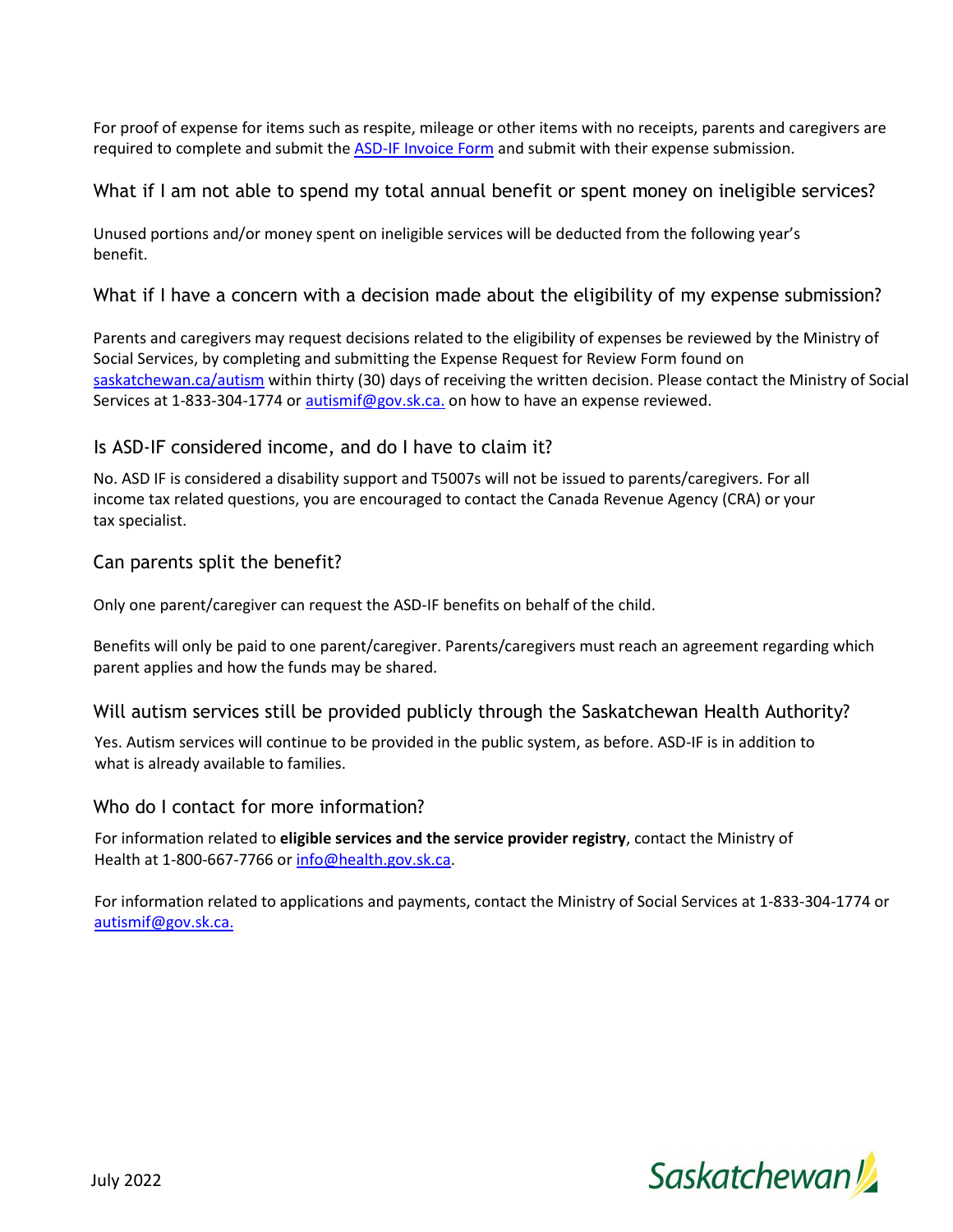For proof of expense for items such as respite, mileage or other items with no receipts, parents and caregivers are required to complete and submit the [ASD-IF Invoice Form](ASD-IF Invoice Form) and submit with their expense submission.

## What if I am not able to spend my total annual benefit or spent money on ineligible services?

Unused portions and/or money spent on ineligible services will be deducted from the following year's benefit.

## What if I have a concern with a decision made about the eligibility of my expense submission?

Parents and caregivers may request decisions related to the eligibility of expenses be reviewed by the Ministry of Social Services, by completing and submitting the Expense Request for Review Form found on saskatchewan.ca/autism within thirty (30) days of receiving the written decision. Please contact the Ministry of Social Services at 1-833-304-1774 or autismif@gov.sk.ca. on how to have an expense reviewed.

## Is ASD-IF considered income, and do I have to claim it?

No. ASD IF is considered a disability support and T5007s will not be issued to parents/caregivers. For all income tax related questions, you are encouraged to contact the Canada Revenue Agency (CRA) or your tax specialist.

## Can parents split the benefit?

Only one parent/caregiver can request the ASD-IF benefits on behalf of the child.

Benefits will only be paid to one parent/caregiver. Parents/caregivers must reach an agreement regarding which parent applies and how the funds may be shared.

## Will autism services still be provided publicly through the Saskatchewan Health Authority?

Yes. Autism services will continue to be provided in the public system, as before. ASD-IF is in addition to what is already available to families.

## Who do I contact for more information?

For information related to **eligible services and the service provider registry**, contact the Ministry of Health at 1-800-667-7766 or info@health.gov.sk.ca.

For information related to applications and payments, contact the Ministry of Social Services at 1-833-304-1774 or autismif@gov.sk.ca.

July 2022

Saskatchewan